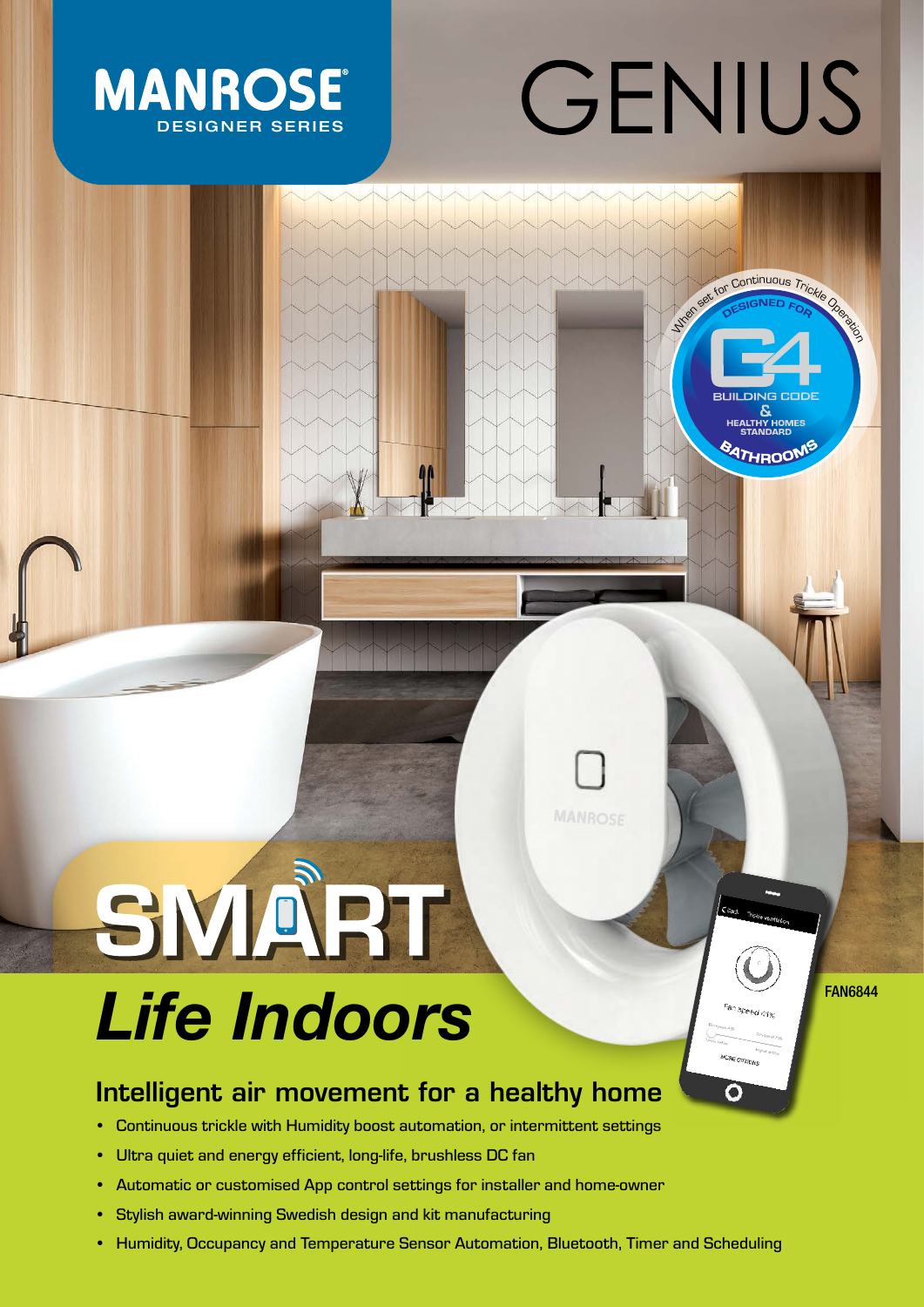MANROSE®
DESIGNER SERIES

# GENIUS

When set for Continuous Trickle Operation
DESIGNED FOR
G4
BUILDING CODE
&
HEALTHY HOMES STANDARD
BATHROOMS

# SMART
# *Life Indoors*

FAN6844

## Intelligent air movement for a healthy home

- Continuous trickle with Humidity boost automation, or intermittent settings
- Ultra quiet and energy efficient, long-life, brushless DC fan
- Automatic or customised App control settings for installer and home-owner
- Stylish award-winning Swedish design and kit manufacturing
- Humidity, Occupancy and Temperature Sensor Automation, Bluetooth, Timer and Scheduling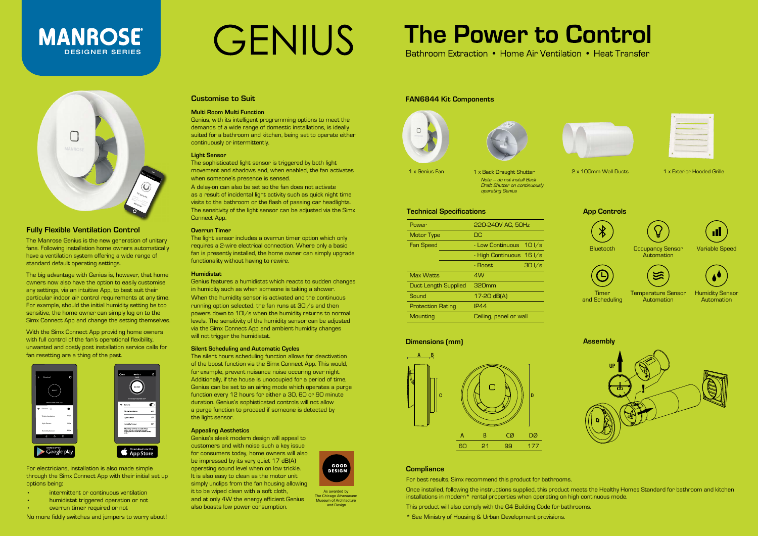# MANROSE DESIGNER SERIES

# GENIUS

# The Power to Control

Bathroom Extraction • Home Air Ventilation • Heat Transfer

## Fully Flexible Ventilation Control

The Manrose Genius is the new generation of unitary fans. Following installation home owners automatically have a ventilation system offering a wide range of standard default operating settings.

The big advantage with Genius is, however, that home owners now also have the option to easily customise any settings, via an intuitive App, to best suit their particular indoor air control requirements at any time. For example, should the initial humidity setting be too sensitive, the home owner can simply log on to the Simx Connect App and change the setting themselves.

With the Simx Connect App providing home owners with full control of the fan's operational flexibility, unwanted and costly post installation service calls for fan resetting are a thing of the past.

For electricians, installation is also made simple through the Simx Connect App with their initial set up options being:

- intermittent or continuous ventilation
- humidistat triggered operation or not
- overrun timer required or not

No more fiddly switches and jumpers to worry about!

## Customise to Suit

### Multi Room Multi Function

Genius, with its intelligent programming options to meet the demands of a wide range of domestic installations, is ideally suited for a bathroom and kitchen, being set to operate either continuously or intermittently.

### Light Sensor

The sophisticated light sensor is triggered by both light movement and shadows and, when enabled, the fan activates when someone's presence is sensed.

A delay-on can also be set so the fan does not activate as a result of incidental light activity such as quick night time visits to the bathroom or the flash of passing car headlights. The sensitivity of the light sensor can be adjusted via the Simx Connect App.

### Overrun Timer

The light sensor includes a overrun timer option which only requires a 2-wire electrical connection. Where only a basic fan is presently installed, the home owner can simply upgrade functionality without having to rewire.

### Humidistat

Genius features a humidistat which reacts to sudden changes in humidity such as when someone is taking a shower.

When the humidity sensor is activated and the continuous running option selected, the fan runs at 30l/s and then powers down to 10l/s when the humidity returns to normal levels. The sensitivity of the humidity sensor can be adjusted via the Simx Connect App and ambient humidity changes will not trigger the humidistat.

### Silent Scheduling and Automatic Cycles

The silent hours scheduling function allows for deactivation of the boost function via the Simx Connect App. This would, for example, prevent nuisance noise occuring over night. Additionally, if the house is unoccupied for a period of time, Genius can be set to an airing mode which operates a purge function every 12 hours for either a 30, 60 or 90 minute duration. Genius's sophisticated controls will not allow a purge function to proceed if someone is detected by the light sensor.

### Appealing Aesthetics

Genius's sleek modern design will appeal to customers and with noise such a key issue for consumers today, home owners will also be impressed by its very quiet 17 dB(A) operating sound level when on low trickle. It is also easy to clean as the motor unit simply unclips from the fan housing allowing it to be wiped clean with a soft cloth, and at only 4W the energy efficient Genius also boasts low power consumption.

GOOD DESIGN — As awarded by The Chicago Athenaeum: Museum of Architecture and Design

## FAN6844 Kit Components

- 1 x Genius Fan
- 1 x Back Draught Shutter — *Note – do not install Back Draft Shutter on continuously operating Genius*
- 2 x 100mm Wall Ducts
- 1 x Exterior Hooded Grille

## Technical Specifications

| | | |
|---|---|---|
| Power | 220-240V AC, 50Hz | |
| Motor Type | DC | |
| Fan Speed | - Low Continuous | 10 l/s |
| | - High Continuous | 16 l/s |
| | - Boost | 30 l/s |
| Max Watts | 4W | |
| Duct Length Supplied | 320mm | |
| Sound | 17-20 dB(A) | |
| Protection Rating | IP44 | |
| Mounting | Ceiling, panel or wall | |

## App Controls

- Bluetooth
- Occupancy Sensor Automation
- Variable Speed
- Timer and Scheduling
- Temperature Sensor Automation
- Humidity Sensor Automation

## Dimensions (mm)

| A | B | CØ | DØ |
|---|---|---|---|
| 60 | 21 | 99 | 177 |

## Assembly

## Compliance

For best results, Simx recommend this product for bathrooms.

Once installed, following the instructions supplied, this product meets the Healthy Homes Standard for bathroom and kitchen installations in modern* rental properties when operating on high continuous mode.

This product will also comply with the G4 Building Code for bathrooms.

* See Ministry of Housing & Urban Development provisions.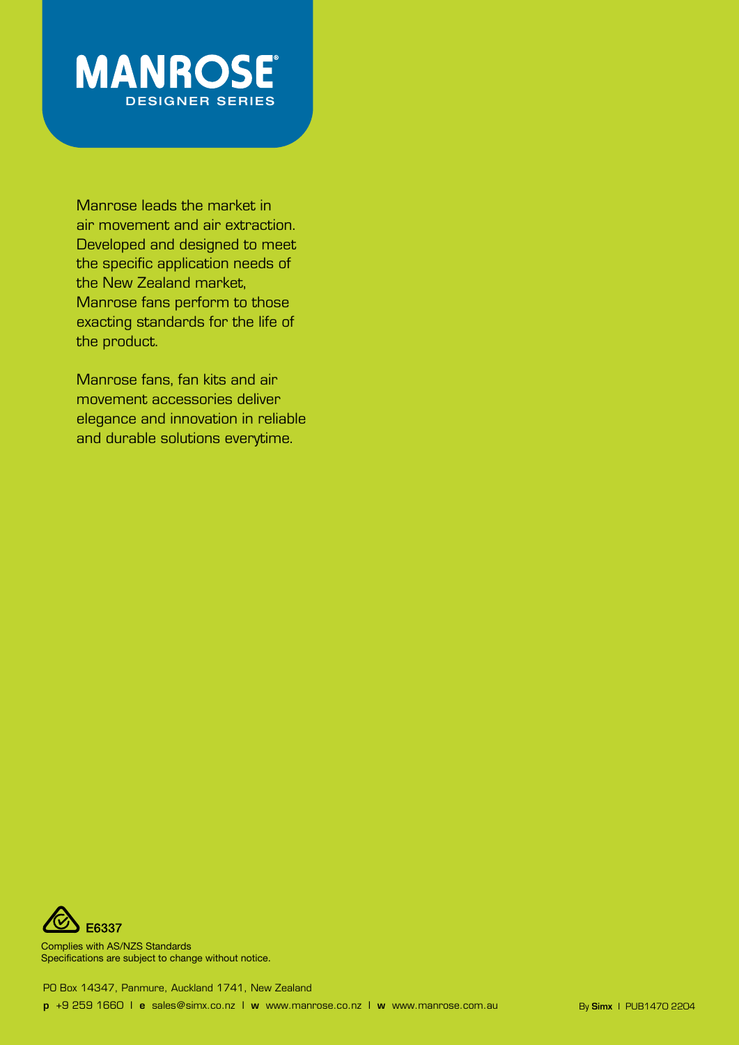# MANROSE®
DESIGNER SERIES

Manrose leads the market in air movement and air extraction. Developed and designed to meet the specific application needs of the New Zealand market, Manrose fans perform to those exacting standards for the life of the product.

Manrose fans, fan kits and air movement accessories deliver elegance and innovation in reliable and durable solutions everytime.

E6337

Complies with AS/NZS Standards
Specifications are subject to change without notice.

PO Box 14347, Panmure, Auckland 1741, New Zealand

**p** +9 259 1660 | **e** sales@simx.co.nz | **w** www.manrose.co.nz | **w** www.manrose.com.au

By **Simx** | PUB1470 2204